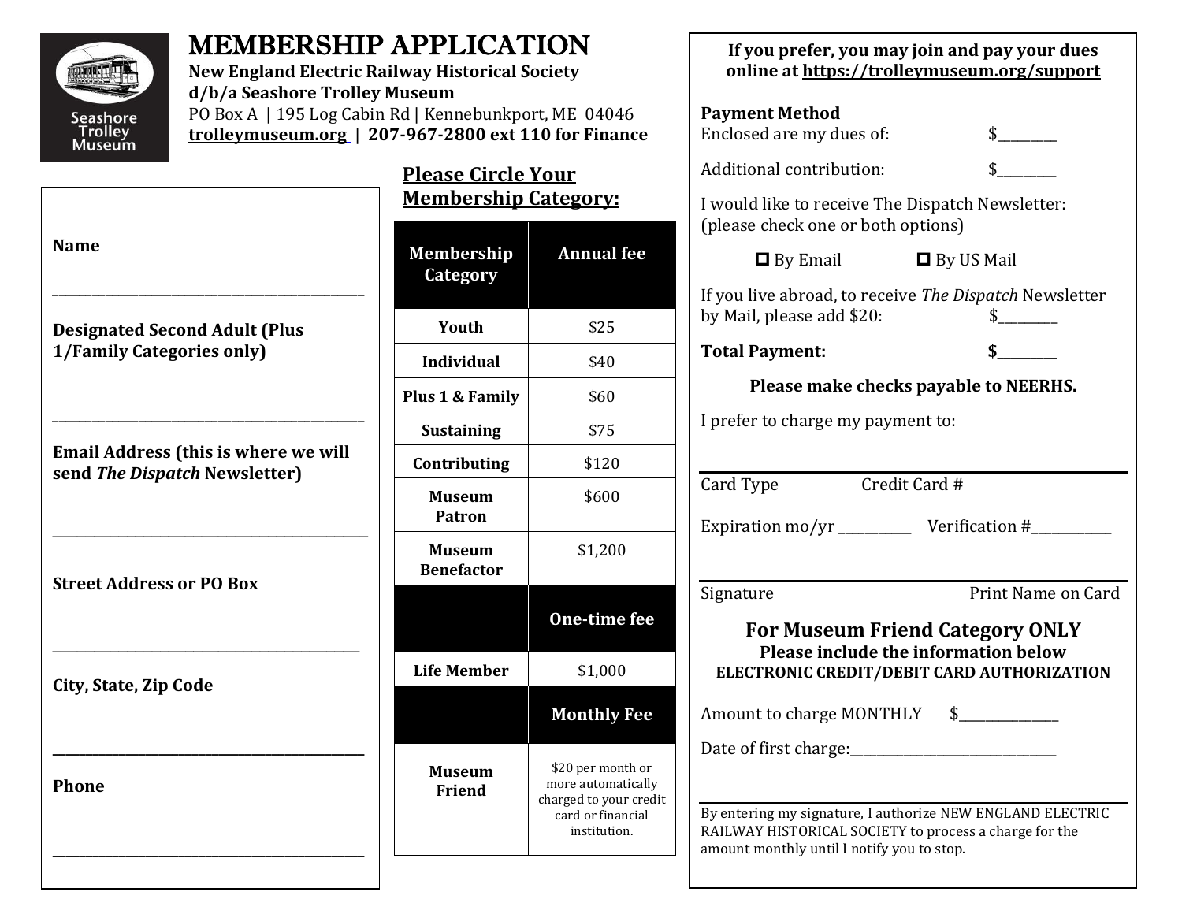# MEMBERSHIP APPLICATION

**New England Electric Railway Historical Society**
**d/b/a Seashore Trolley Museum**
PO Box A | 195 Log Cabin Rd | Kennebunkport, ME 04046
**trolleymuseum.org** | **207-967-2800 ext 110 for Finance**

**Name**

_______________________________________________

**Designated Second Adult (Plus 1/Family Categories only)**

_______________________________________________

**Email Address (this is where we will send *The Dispatch* Newsletter)**

_______________________________________________

**Street Address or PO Box**

_______________________________________________

**City, State, Zip Code**

_______________________________________________

**Phone**

_______________________________________________

## Please Circle Your Membership Category:

| Membership Category | Annual fee |
|---|---|
| Youth | $25 |
| Individual | $40 |
| Plus 1 & Family | $60 |
| Sustaining | $75 |
| Contributing | $120 |
| Museum Patron | $600 |
| Museum Benefactor | $1,200 |
| | **One-time fee** |
| Life Member | $1,000 |
| | **Monthly Fee** |
| Museum Friend | $20 per month or more automatically charged to your credit card or financial institution. |

**If you prefer, you may join and pay your dues online at https://trolleymuseum.org/support**

**Payment Method**

Enclosed are my dues of: $________

Additional contribution: $________

I would like to receive The Dispatch Newsletter: (please check one or both options)

☐ By Email ☐ By US Mail

If you live abroad, to receive *The Dispatch* Newsletter by Mail, please add $20: $________

**Total Payment: $________**

**Please make checks payable to NEERHS.**

I prefer to charge my payment to:

_______________________________________________

Card Type Credit Card #

Expiration mo/yr __________ Verification #___________

_______________________________________________

Signature Print Name on Card

## For Museum Friend Category ONLY

**Please include the information below**
**ELECTRONIC CREDIT/DEBIT CARD AUTHORIZATION**

Amount to charge MONTHLY $______________

Date of first charge:_____________________________

_______________________________________________

By entering my signature, I authorize NEW ENGLAND ELECTRIC RAILWAY HISTORICAL SOCIETY to process a charge for the amount monthly until I notify you to stop.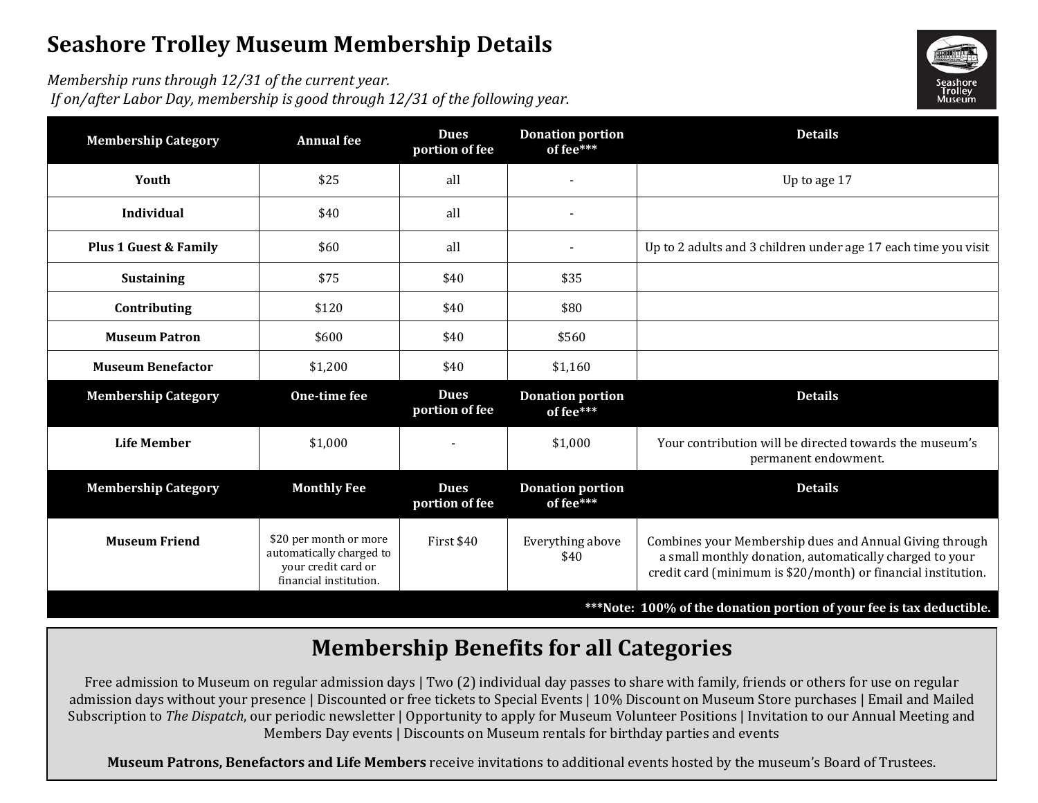# Seashore Trolley Museum Membership Details

*Membership runs through 12/31 of the current year.*
*If on/after Labor Day, membership is good through 12/31 of the following year.*

| Membership Category | Annual fee | Dues portion of fee | Donation portion of fee*** | Details |
|---|---|---|---|---|
| **Youth** | $25 | all | - | Up to age 17 |
| **Individual** | $40 | all | - | |
| **Plus 1 Guest & Family** | $60 | all | - | Up to 2 adults and 3 children under age 17 each time you visit |
| **Sustaining** | $75 | $40 | $35 | |
| **Contributing** | $120 | $40 | $80 | |
| **Museum Patron** | $600 | $40 | $560 | |
| **Museum Benefactor** | $1,200 | $40 | $1,160 | |
| **Membership Category** | **One-time fee** | **Dues portion of fee** | **Donation portion of fee*** ** | **Details** |
| **Life Member** | $1,000 | - | $1,000 | Your contribution will be directed towards the museum's permanent endowment. |
| **Membership Category** | **Monthly Fee** | **Dues portion of fee** | **Donation portion of fee*** ** | **Details** |
| **Museum Friend** | $20 per month or more automatically charged to your credit card or financial institution. | First $40 | Everything above $40 | Combines your Membership dues and Annual Giving through a small monthly donation, automatically charged to your credit card (minimum is $20/month) or financial institution. |

**\*\*\*Note: 100% of the donation portion of your fee is tax deductible.**

## Membership Benefits for all Categories

Free admission to Museum on regular admission days | Two (2) individual day passes to share with family, friends or others for use on regular admission days without your presence | Discounted or free tickets to Special Events | 10% Discount on Museum Store purchases | Email and Mailed Subscription to *The Dispatch*, our periodic newsletter | Opportunity to apply for Museum Volunteer Positions | Invitation to our Annual Meeting and Members Day events | Discounts on Museum rentals for birthday parties and events

**Museum Patrons, Benefactors and Life Members** receive invitations to additional events hosted by the museum's Board of Trustees.